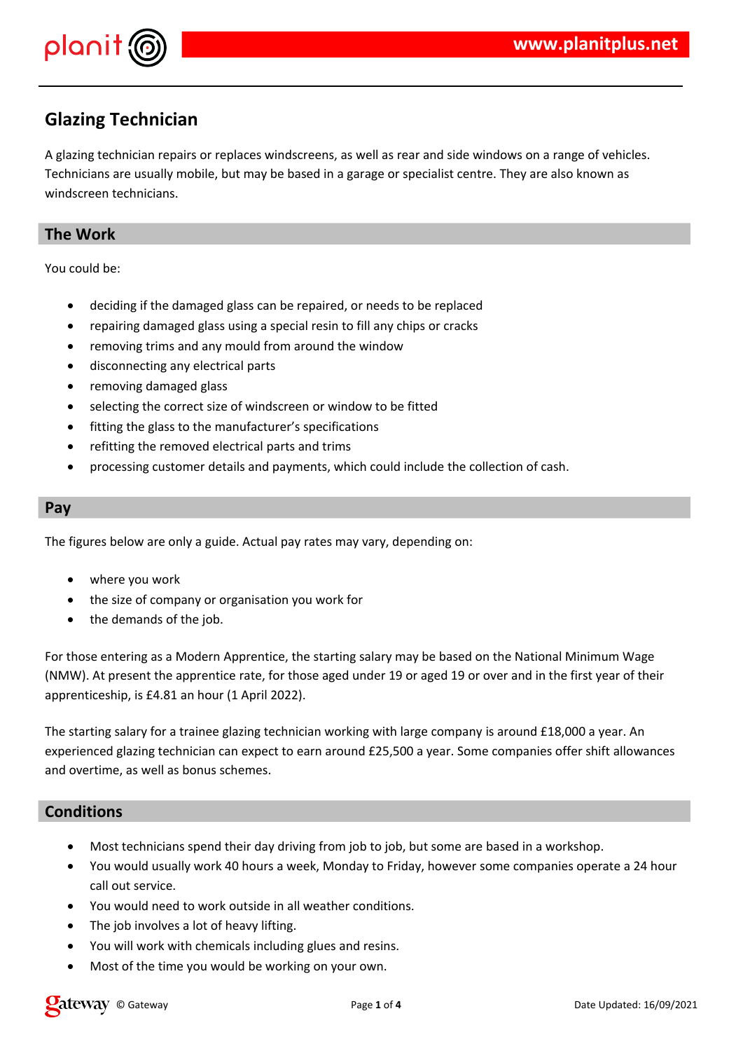# Glazing Technician

A glazing technician repairs or replaces windscreens, as well as rear and side windows on a range of vehicles. Technicians are usually mobile, but may be based in a garage or specialist centre. They are also known as windscreen technicians.

## The Work

You could be:

- deciding if the damaged glass can be repaired, or needs to be replaced
- repairing damaged glass using a special resin to fill any chips or cracks
- removing trims and any mould from around the window
- disconnecting any electrical parts
- removing damaged glass
- selecting the correct size of windscreen or window to be fitted
- fitting the glass to the manufacturer's specifications
- refitting the removed electrical parts and trims
- processing customer details and payments, which could include the collection of cash.

## Pay

The figures below are only a guide. Actual pay rates may vary, depending on:

- where you work
- the size of company or organisation you work for
- the demands of the job.

For those entering as a Modern Apprentice, the starting salary may be based on the National Minimum Wage (NMW). At present the apprentice rate, for those aged under 19 or aged 19 or over and in the first year of their apprenticeship, is £4.81 an hour (1 April 2022).

The starting salary for a trainee glazing technician working with large company is around £18,000 a year. An experienced glazing technician can expect to earn around £25,500 a year. Some companies offer shift allowances and overtime, as well as bonus schemes.

## Conditions

- Most technicians spend their day driving from job to job, but some are based in a workshop.
- You would usually work 40 hours a week, Monday to Friday, however some companies operate a 24 hour call out service.
- You would need to work outside in all weather conditions.
- The job involves a lot of heavy lifting.
- You will work with chemicals including glues and resins.
- Most of the time you would be working on your own.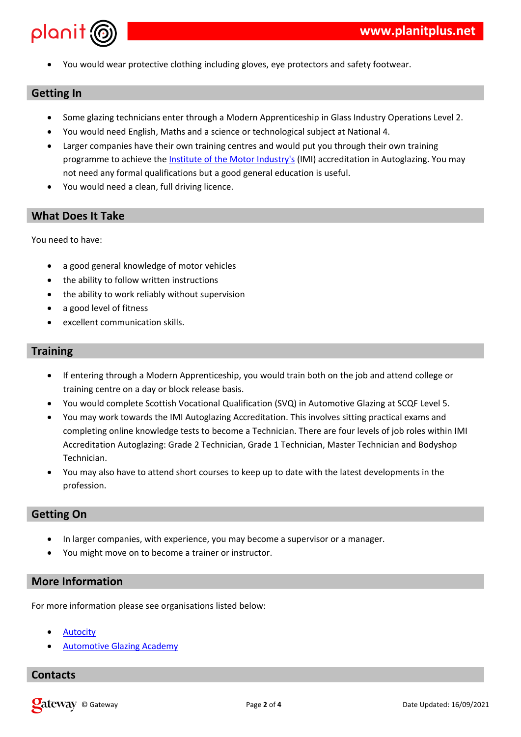- You would wear protective clothing including gloves, eye protectors and safety footwear.

## Getting In

- Some glazing technicians enter through a Modern Apprenticeship in Glass Industry Operations Level 2.
- You would need English, Maths and a science or technological subject at National 4.
- Larger companies have their own training centres and would put you through their own training programme to achieve the Institute of the Motor Industry's (IMI) accreditation in Autoglazing. You may not need any formal qualifications but a good general education is useful.
- You would need a clean, full driving licence.

## What Does It Take

You need to have:

- a good general knowledge of motor vehicles
- the ability to follow written instructions
- the ability to work reliably without supervision
- a good level of fitness
- excellent communication skills.

## Training

- If entering through a Modern Apprenticeship, you would train both on the job and attend college or training centre on a day or block release basis.
- You would complete Scottish Vocational Qualification (SVQ) in Automotive Glazing at SCQF Level 5.
- You may work towards the IMI Autoglazing Accreditation. This involves sitting practical exams and completing online knowledge tests to become a Technician. There are four levels of job roles within IMI Accreditation Autoglazing: Grade 2 Technician, Grade 1 Technician, Master Technician and Bodyshop Technician.
- You may also have to attend short courses to keep up to date with the latest developments in the profession.

## Getting On

- In larger companies, with experience, you may become a supervisor or a manager.
- You might move on to become a trainer or instructor.

## More Information

For more information please see organisations listed below:

- Autocity
- Automotive Glazing Academy

## Contacts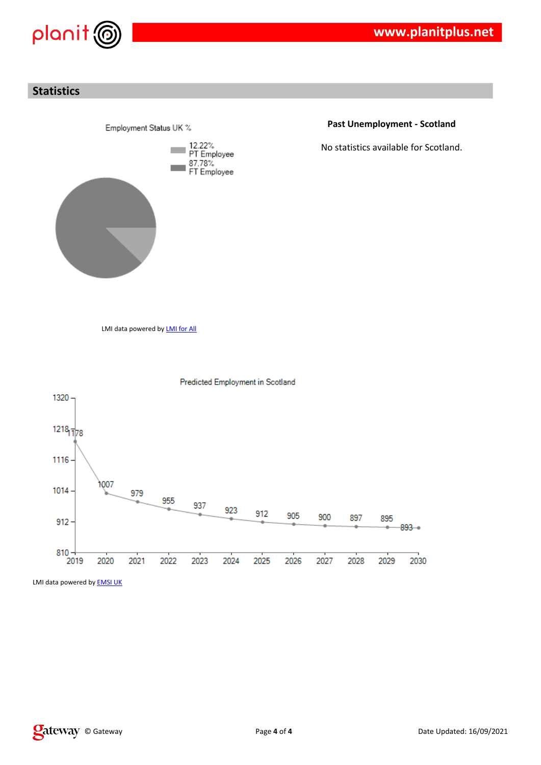## Statistics

Employment Status UK %

12.22%
PT Employee
87.78%
FT Employee

LMI data powered by [LMI for All]

**Past Unemployment - Scotland**

No statistics available for Scotland.

Predicted Employment in Scotland

1320
1218
1116
1014
912
810

2019 2020 2021 2022 2023 2024 2025 2026 2027 2028 2029 2030

1178 1007 979 955 937 923 912 905 900 897 895 893

LMI data powered by [EMSI UK]